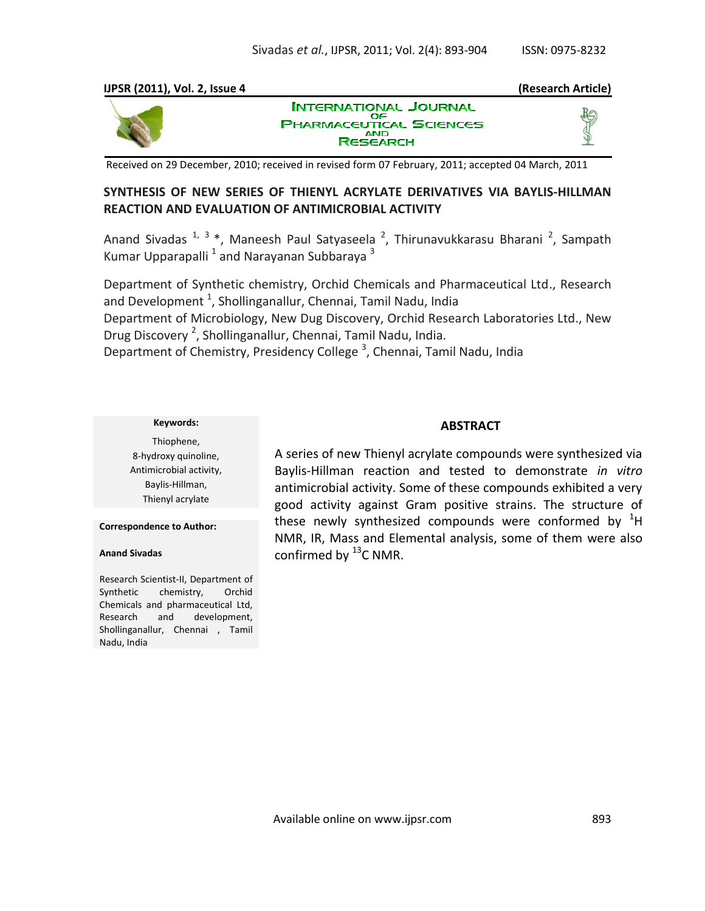**IJPSR (2011), Vol. 2, Issue 4** **(Research Article)**

Received on 29 December, 2010; received in revised form 07 February, 2011; accepted 04 March, 2011

# SYNTHESIS OF NEW SERIES OF THIENYL ACRYLATE DERIVATIVES VIA BAYLIS-HILLMAN REACTION AND EVALUATION OF ANTIMICROBIAL ACTIVITY

Anand Sivadas [1, 3] *, Maneesh Paul Satyaseela [2], Thirunavukkarasu Bharani [2], Sampath Kumar Upparapalli [1] and Narayanan Subbaraya [3]

Department of Synthetic chemistry, Orchid Chemicals and Pharmaceutical Ltd., Research and Development [1], Shollinganallur, Chennai, Tamil Nadu, India

Department of Microbiology, New Dug Discovery, Orchid Research Laboratories Ltd., New Drug Discovery [2], Shollinganallur, Chennai, Tamil Nadu, India.

Department of Chemistry, Presidency College [3], Chennai, Tamil Nadu, India

**Keywords:**

Thiophene,
8-hydroxy quinoline,
Antimicrobial activity,
Baylis-Hillman,
Thienyl acrylate

**Correspondence to Author:**

**Anand Sivadas**

Research Scientist-II, Department of Synthetic chemistry, Orchid Chemicals and pharmaceutical Ltd, Research and development, Shollinganallur, Chennai , Tamil Nadu, India

## ABSTRACT

A series of new Thienyl acrylate compounds were synthesized via Baylis-Hillman reaction and tested to demonstrate *in vitro* antimicrobial activity. Some of these compounds exhibited a very good activity against Gram positive strains. The structure of these newly synthesized compounds were conformed by $^{1}H$ NMR, IR, Mass and Elemental analysis, some of them were also confirmed by $^{13}C$ NMR.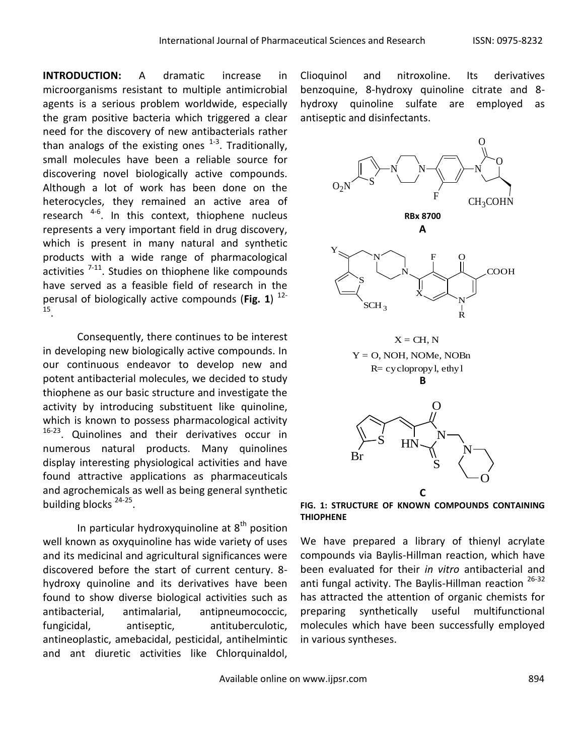**INTRODUCTION:** A dramatic increase in microorganisms resistant to multiple antimicrobial agents is a serious problem worldwide, especially the gram positive bacteria which triggered a clear need for the discovery of new antibacterials rather than analogs of the existing ones [1-3]. Traditionally, small molecules have been a reliable source for discovering novel biologically active compounds. Although a lot of work has been done on the heterocycles, they remained an active area of research [4-6]. In this context, thiophene nucleus represents a very important field in drug discovery, which is present in many natural and synthetic products with a wide range of pharmacological activities [7-11]. Studies on thiophene like compounds have served as a feasible field of research in the perusal of biologically active compounds (**Fig. 1**) [12-15].

Consequently, there continues to be interest in developing new biologically active compounds. In our continuous endeavor to develop new and potent antibacterial molecules, we decided to study thiophene as our basic structure and investigate the activity by introducing substituent like quinoline, which is known to possess pharmacological activity [16-23]. Quinolines and their derivatives occur in numerous natural products. Many quinolines display interesting physiological activities and have found attractive applications as pharmaceuticals and agrochemicals as well as being general synthetic building blocks [24-25].

In particular hydroxyquinoline at 8[th] position well known as oxyquinoline has wide variety of uses and its medicinal and agricultural significances were discovered before the start of current century. 8-hydroxy quinoline and its derivatives have been found to show diverse biological activities such as antibacterial, antimalarial, antipneumococcic, fungicidal, antiseptic, antituberculotic, antineoplastic, amebacidal, pesticidal, antihelmintic and ant diuretic activities like Chlorquinaldol, Clioquinol and nitroxoline. Its derivatives benzoquine, 8-hydroxy quinoline citrate and 8-hydroxy quinoline sulfate are employed as antiseptic and disinfectants.

**RBx 8700**

**A**

$X$ = CH, N

$Y$ = O, NOH, NOMe, NOBn

R= cyclopropyl, ethyl

**B**

**C**

**FIG. 1: STRUCTURE OF KNOWN COMPOUNDS CONTAINING THIOPHENE**

We have prepared a library of thienyl acrylate compounds via Baylis-Hillman reaction, which have been evaluated for their *in vitro* antibacterial and anti fungal activity. The Baylis-Hillman reaction [26-32] has attracted the attention of organic chemists for preparing synthetically useful multifunctional molecules which have been successfully employed in various syntheses.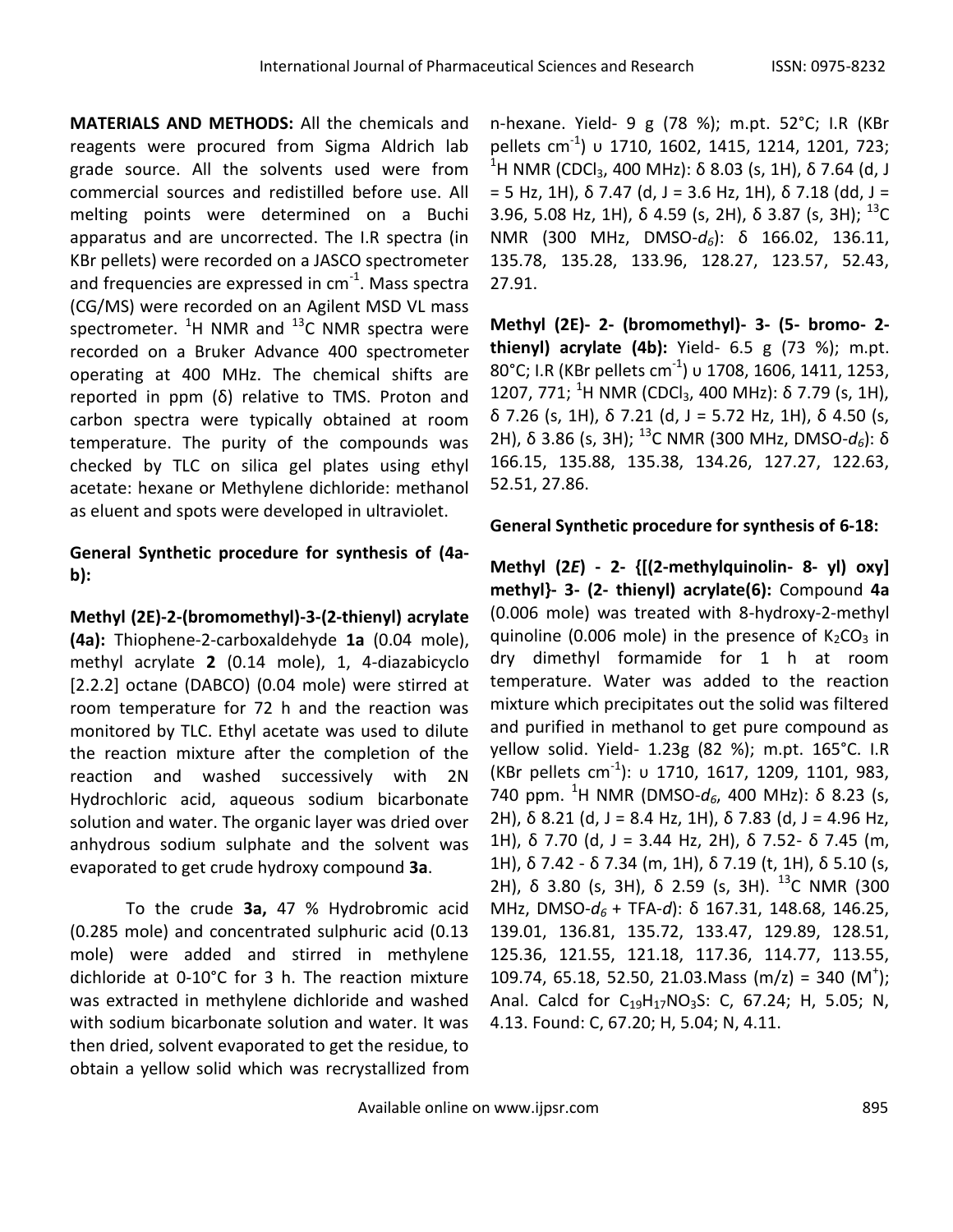**MATERIALS AND METHODS:** All the chemicals and reagents were procured from Sigma Aldrich lab grade source. All the solvents used were from commercial sources and redistilled before use. All melting points were determined on a Buchi apparatus and are uncorrected. The I.R spectra (in KBr pellets) were recorded on a JASCO spectrometer and frequencies are expressed in $cm^{-1}$. Mass spectra (CG/MS) were recorded on an Agilent MSD VL mass spectrometer. $^{1}H$ NMR and $^{13}C$ NMR spectra were recorded on a Bruker Advance 400 spectrometer operating at 400 MHz. The chemical shifts are reported in ppm (δ) relative to TMS. Proton and carbon spectra were typically obtained at room temperature. The purity of the compounds was checked by TLC on silica gel plates using ethyl acetate: hexane or Methylene dichloride: methanol as eluent and spots were developed in ultraviolet.

**General Synthetic procedure for synthesis of (4a-b):**

**Methyl (2E)-2-(bromomethyl)-3-(2-thienyl) acrylate (4a):** Thiophene-2-carboxaldehyde **1a** (0.04 mole), methyl acrylate **2** (0.14 mole), 1, 4-diazabicyclo [2.2.2] octane (DABCO) (0.04 mole) were stirred at room temperature for 72 h and the reaction was monitored by TLC. Ethyl acetate was used to dilute the reaction mixture after the completion of the reaction and washed successively with 2N Hydrochloric acid, aqueous sodium bicarbonate solution and water. The organic layer was dried over anhydrous sodium sulphate and the solvent was evaporated to get crude hydroxy compound **3a**.

To the crude **3a,** 47 % Hydrobromic acid (0.285 mole) and concentrated sulphuric acid (0.13 mole) were added and stirred in methylene dichloride at 0-10°C for 3 h. The reaction mixture was extracted in methylene dichloride and washed with sodium bicarbonate solution and water. It was then dried, solvent evaporated to get the residue, to obtain a yellow solid which was recrystallized from n-hexane. Yield- 9 g (78 %); m.pt. 52°C; I.R (KBr pellets $cm^{-1}$) υ 1710, 1602, 1415, 1214, 1201, 723; $^{1}H$ NMR ($CDCl_3$, 400 MHz): δ 8.03 (s, 1H), δ 7.64 (d, J = 5 Hz, 1H), δ 7.47 (d, J = 3.6 Hz, 1H), δ 7.18 (dd, J = 3.96, 5.08 Hz, 1H), δ 4.59 (s, 2H), δ 3.87 (s, 3H); $^{13}C$ NMR (300 MHz, DMSO-$d_6$): δ 166.02, 136.11, 135.78, 135.28, 133.96, 128.27, 123.57, 52.43, 27.91.

**Methyl (2E)- 2- (bromomethyl)- 3- (5- bromo- 2-thienyl) acrylate (4b):** Yield- 6.5 g (73 %); m.pt. 80°C; I.R (KBr pellets $cm^{-1}$) υ 1708, 1606, 1411, 1253, 1207, 771; $^{1}H$ NMR ($CDCl_3$, 400 MHz): δ 7.79 (s, 1H), δ 7.26 (s, 1H), δ 7.21 (d, J = 5.72 Hz, 1H), δ 4.50 (s, 2H), δ 3.86 (s, 3H); $^{13}C$ NMR (300 MHz, DMSO-$d_6$): δ 166.15, 135.88, 135.38, 134.26, 127.27, 122.63, 52.51, 27.86.

**General Synthetic procedure for synthesis of 6-18:**

**Methyl (2*E*) - 2- {[(2-methylquinolin- 8- yl) oxy] methyl}- 3- (2- thienyl) acrylate(6):** Compound **4a** (0.006 mole) was treated with 8-hydroxy-2-methyl quinoline (0.006 mole) in the presence of $K_2CO_3$ in dry dimethyl formamide for 1 h at room temperature. Water was added to the reaction mixture which precipitates out the solid was filtered and purified in methanol to get pure compound as yellow solid. Yield- 1.23g (82 %); m.pt. 165°C. I.R (KBr pellets $cm^{-1}$): υ 1710, 1617, 1209, 1101, 983, 740 ppm. $^{1}H$ NMR (DMSO-$d_6$, 400 MHz): δ 8.23 (s, 2H), δ 8.21 (d, J = 8.4 Hz, 1H), δ 7.83 (d, J = 4.96 Hz, 1H), δ 7.70 (d, J = 3.44 Hz, 2H), δ 7.52- δ 7.45 (m, 1H), δ 7.42 - δ 7.34 (m, 1H), δ 7.19 (t, 1H), δ 5.10 (s, 2H), δ 3.80 (s, 3H), δ 2.59 (s, 3H). $^{13}C$ NMR (300 MHz, DMSO-$d_6$ + TFA-*d*): δ 167.31, 148.68, 146.25, 139.01, 136.81, 135.72, 133.47, 129.89, 128.51, 125.36, 121.55, 121.18, 117.36, 114.77, 113.55, 109.74, 65.18, 52.50, 21.03.Mass (m/z) = 340 ($M^{+}$); Anal. Calcd for $C_{19}H_{17}NO_3S$: C, 67.24; H, 5.05; N, 4.13. Found: C, 67.20; H, 5.04; N, 4.11.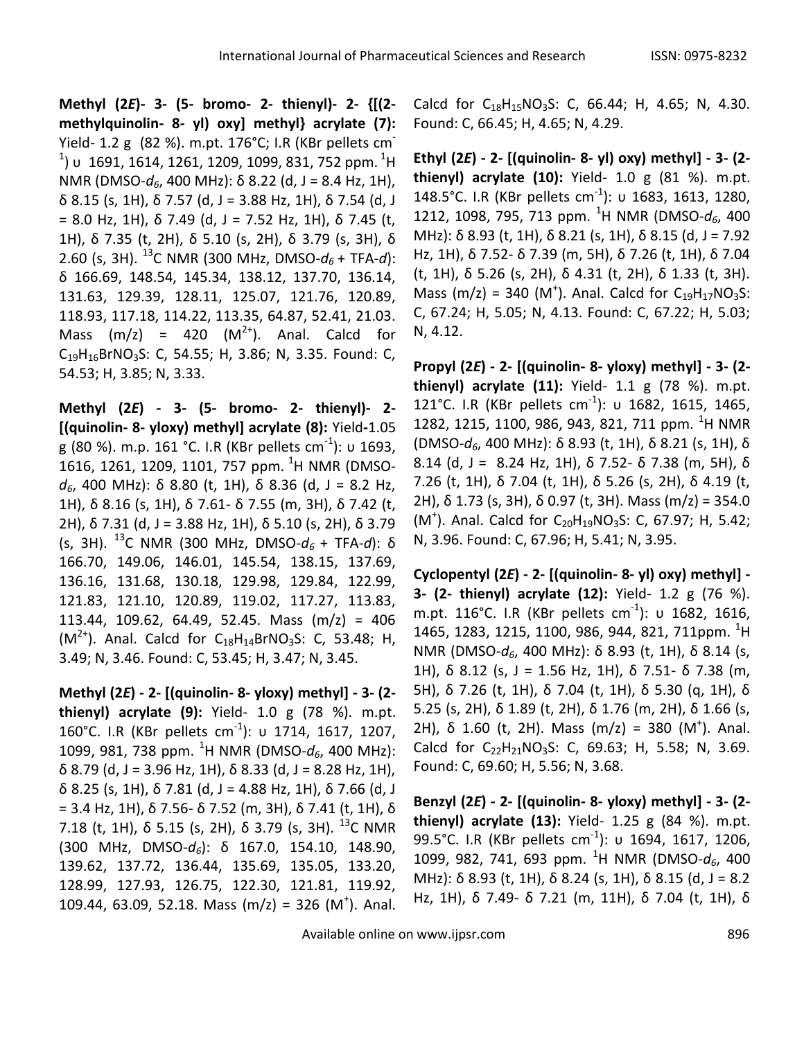**Methyl (2*E*)- 3- (5- bromo- 2- thienyl)- 2- {[(2-methylquinolin- 8- yl) oxy] methyl} acrylate (7):** Yield- 1.2 g (82 %). m.pt. 176°C; I.R (KBr pellets $cm^{-1}$) υ 1691, 1614, 1261, 1209, 1099, 831, 752 ppm. $^1H$ NMR (DMSO-$d_6$, 400 MHz): δ 8.22 (d, J = 8.4 Hz, 1H), δ 8.15 (s, 1H), δ 7.57 (d, J = 3.88 Hz, 1H), δ 7.54 (d, J = 8.0 Hz, 1H), δ 7.49 (d, J = 7.52 Hz, 1H), δ 7.45 (t, 1H), δ 7.35 (t, 2H), δ 5.10 (s, 2H), δ 3.79 (s, 3H), δ 2.60 (s, 3H). $^{13}C$ NMR (300 MHz, DMSO-$d_6$ + TFA-*d*): δ 166.69, 148.54, 145.34, 138.12, 137.70, 136.14, 131.63, 129.39, 128.11, 125.07, 121.76, 120.89, 118.93, 117.18, 114.22, 113.35, 64.87, 52.41, 21.03. Mass (m/z) = 420 ($M^{2+}$). Anal. Calcd for $C_{19}H_{16}BrNO_3S$: C, 54.55; H, 3.86; N, 3.35. Found: C, 54.53; H, 3.85; N, 3.33.

**Methyl (2*E*) - 3- (5- bromo- 2- thienyl)- 2- [(quinolin- 8- yloxy) methyl] acrylate (8):** Yield-1.05 g (80 %). m.p. 161 °C. I.R (KBr pellets $cm^{-1}$): υ 1693, 1616, 1261, 1209, 1101, 757 ppm. $^1H$ NMR (DMSO-$d_6$, 400 MHz): δ 8.80 (t, 1H), δ 8.36 (d, J = 8.2 Hz, 1H), δ 8.16 (s, 1H), δ 7.61- δ 7.55 (m, 3H), δ 7.42 (t, 2H), δ 7.31 (d, J = 3.88 Hz, 1H), δ 5.10 (s, 2H), δ 3.79 (s, 3H). $^{13}C$ NMR (300 MHz, DMSO-$d_6$ + TFA-*d*): δ 166.70, 149.06, 146.01, 145.54, 138.15, 137.69, 136.16, 131.68, 130.18, 129.98, 129.84, 122.99, 121.83, 121.10, 120.89, 119.02, 117.27, 113.83, 113.44, 109.62, 64.49, 52.45. Mass (m/z) = 406 ($M^{2+}$). Anal. Calcd for $C_{18}H_{14}BrNO_3S$: C, 53.48; H, 3.49; N, 3.46. Found: C, 53.45; H, 3.47; N, 3.45.

**Methyl (2*E*) - 2- [(quinolin- 8- yloxy) methyl] - 3- (2-thienyl) acrylate (9):** Yield- 1.0 g (78 %). m.pt. 160°C. I.R (KBr pellets $cm^{-1}$): υ 1714, 1617, 1207, 1099, 981, 738 ppm. $^1H$ NMR (DMSO-$d_6$, 400 MHz): δ 8.79 (d, J = 3.96 Hz, 1H), δ 8.33 (d, J = 8.28 Hz, 1H), δ 8.25 (s, 1H), δ 7.81 (d, J = 4.88 Hz, 1H), δ 7.66 (d, J = 3.4 Hz, 1H), δ 7.56- δ 7.52 (m, 3H), δ 7.41 (t, 1H), δ 7.18 (t, 1H), δ 5.15 (s, 2H), δ 3.79 (s, 3H). $^{13}C$ NMR (300 MHz, DMSO-$d_6$): δ 167.0, 154.10, 148.90, 139.62, 137.72, 136.44, 135.69, 135.05, 133.20, 128.99, 127.93, 126.75, 122.30, 121.81, 119.92, 109.44, 63.09, 52.18. Mass (m/z) = 326 ($M^+$). Anal. Calcd for $C_{18}H_{15}NO_3S$: C, 66.44; H, 4.65; N, 4.30. Found: C, 66.45; H, 4.65; N, 4.29.

**Ethyl (2*E*) - 2- [(quinolin- 8- yl) oxy) methyl] - 3- (2-thienyl) acrylate (10):** Yield- 1.0 g (81 %). m.pt. 148.5°C. I.R (KBr pellets $cm^{-1}$): υ 1683, 1613, 1280, 1212, 1098, 795, 713 ppm. $^1H$ NMR (DMSO-$d_6$, 400 MHz): δ 8.93 (t, 1H), δ 8.21 (s, 1H), δ 8.15 (d, J = 7.92 Hz, 1H), δ 7.52- δ 7.39 (m, 5H), δ 7.26 (t, 1H), δ 7.04 (t, 1H), δ 5.26 (s, 2H), δ 4.31 (t, 2H), δ 1.33 (t, 3H). Mass (m/z) = 340 ($M^+$). Anal. Calcd for $C_{19}H_{17}NO_3S$: C, 67.24; H, 5.05; N, 4.13. Found: C, 67.22; H, 5.03; N, 4.12.

**Propyl (2*E*) - 2- [(quinolin- 8- yloxy) methyl] - 3- (2-thienyl) acrylate (11):** Yield- 1.1 g (78 %). m.pt. 121°C. I.R (KBr pellets $cm^{-1}$): υ 1682, 1615, 1465, 1282, 1215, 1100, 986, 943, 821, 711 ppm. $^1H$ NMR (DMSO-$d_6$, 400 MHz): δ 8.93 (t, 1H), δ 8.21 (s, 1H), δ 8.14 (d, J = 8.24 Hz, 1H), δ 7.52- δ 7.38 (m, 5H), δ 7.26 (t, 1H), δ 7.04 (t, 1H), δ 5.26 (s, 2H), δ 4.19 (t, 2H), δ 1.73 (s, 3H), δ 0.97 (t, 3H). Mass (m/z) = 354.0 ($M^+$). Anal. Calcd for $C_{20}H_{19}NO_3S$: C, 67.97; H, 5.42; N, 3.96. Found: C, 67.96; H, 5.41; N, 3.95.

**Cyclopentyl (2*E*) - 2- [(quinolin- 8- yl) oxy) methyl] - 3- (2- thienyl) acrylate (12):** Yield- 1.2 g (76 %). m.pt. 116°C. I.R (KBr pellets $cm^{-1}$): υ 1682, 1616, 1465, 1283, 1215, 1100, 986, 944, 821, 711ppm. $^1H$ NMR (DMSO-$d_6$, 400 MHz): δ 8.93 (t, 1H), δ 8.14 (s, 1H), δ 8.12 (s, J = 1.56 Hz, 1H), δ 7.51- δ 7.38 (m, 5H), δ 7.26 (t, 1H), δ 7.04 (t, 1H), δ 5.30 (q, 1H), δ 5.25 (s, 2H), δ 1.89 (t, 2H), δ 1.76 (m, 2H), δ 1.66 (s, 2H), δ 1.60 (t, 2H). Mass (m/z) = 380 ($M^+$). Anal. Calcd for $C_{22}H_{21}NO_3S$: C, 69.63; H, 5.58; N, 3.69. Found: C, 69.60; H, 5.56; N, 3.68.

**Benzyl (2*E*) - 2- [(quinolin- 8- yloxy) methyl] - 3- (2-thienyl) acrylate (13):** Yield- 1.25 g (84 %). m.pt. 99.5°C. I.R (KBr pellets $cm^{-1}$): υ 1694, 1617, 1206, 1099, 982, 741, 693 ppm. $^1H$ NMR (DMSO-$d_6$, 400 MHz): δ 8.93 (t, 1H), δ 8.24 (s, 1H), δ 8.15 (d, J = 8.2 Hz, 1H), δ 7.49- δ 7.21 (m, 11H), δ 7.04 (t, 1H), δ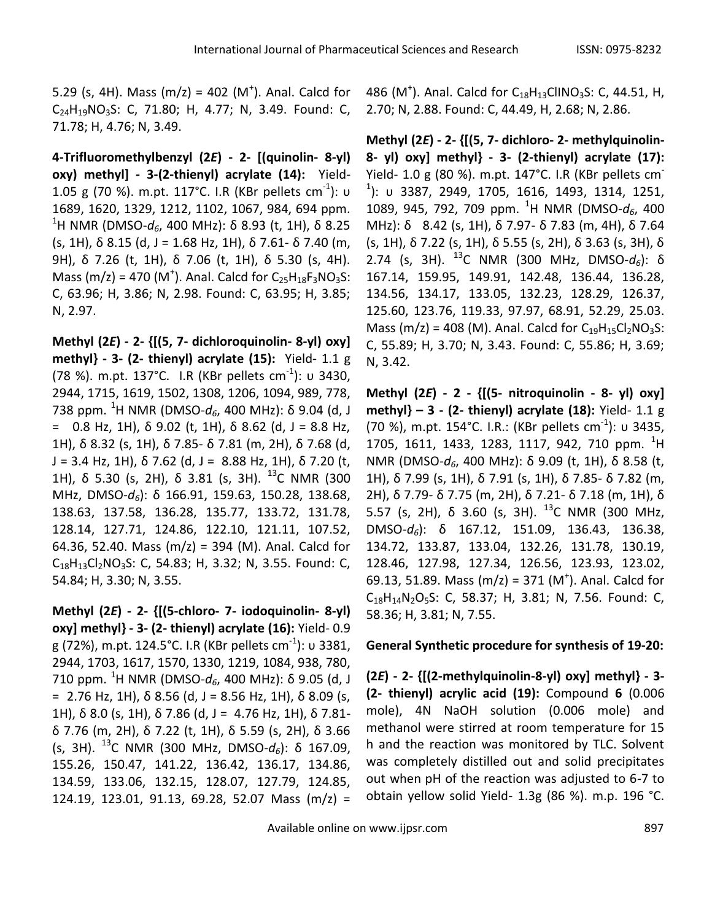5.29 (s, 4H). Mass (m/z) = 402 ($M^+$). Anal. Calcd for $C_{24}H_{19}NO_3S$: C, 71.80; H, 4.77; N, 3.49. Found: C, 71.78; H, 4.76; N, 3.49.

**4-Trifluoromethylbenzyl (2*E*) - 2- [(quinolin- 8-yl) oxy) methyl] - 3-(2-thienyl) acrylate (14):** Yield- 1.05 g (70 %). m.pt. 117°C. I.R (KBr pellets $cm^{-1}$): υ 1689, 1620, 1329, 1212, 1102, 1067, 984, 694 ppm. $^1H$ NMR (DMSO-$d_6$, 400 MHz): δ 8.93 (t, 1H), δ 8.25 (s, 1H), δ 8.15 (d, J = 1.68 Hz, 1H), δ 7.61- δ 7.40 (m, 9H), δ 7.26 (t, 1H), δ 7.06 (t, 1H), δ 5.30 (s, 4H). Mass (m/z) = 470 ($M^+$). Anal. Calcd for $C_{25}H_{18}F_3NO_3S$: C, 63.96; H, 3.86; N, 2.98. Found: C, 63.95; H, 3.85; N, 2.97.

**Methyl (2*E*) - 2- {[(5, 7- dichloroquinolin- 8-yl) oxy] methyl} - 3- (2- thienyl) acrylate (15):** Yield- 1.1 g (78 %). m.pt. 137°C. I.R (KBr pellets $cm^{-1}$): υ 3430, 2944, 1715, 1619, 1502, 1308, 1206, 1094, 989, 778, 738 ppm. $^1H$ NMR (DMSO-$d_6$, 400 MHz): δ 9.04 (d, J = 0.8 Hz, 1H), δ 9.02 (t, 1H), δ 8.62 (d, J = 8.8 Hz, 1H), δ 8.32 (s, 1H), δ 7.85- δ 7.81 (m, 2H), δ 7.68 (d, J = 3.4 Hz, 1H), δ 7.62 (d, J = 8.88 Hz, 1H), δ 7.20 (t, 1H), δ 5.30 (s, 2H), δ 3.81 (s, 3H). $^{13}C$ NMR (300 MHz, DMSO-$d_6$): δ 166.91, 159.63, 150.28, 138.68, 138.63, 137.58, 136.28, 135.77, 133.72, 131.78, 128.14, 127.71, 124.86, 122.10, 121.11, 107.52, 64.36, 52.40. Mass (m/z) = 394 (M). Anal. Calcd for $C_{18}H_{13}Cl_2NO_3S$: C, 54.83; H, 3.32; N, 3.55. Found: C, 54.84; H, 3.30; N, 3.55.

**Methyl (2*E*) - 2- {[(5-chloro- 7- iodoquinolin- 8-yl) oxy] methyl} - 3- (2- thienyl) acrylate (16):** Yield- 0.9 g (72%), m.pt. 124.5°C. I.R (KBr pellets $cm^{-1}$): υ 3381, 2944, 1703, 1617, 1570, 1330, 1219, 1084, 938, 780, 710 ppm. $^1H$ NMR (DMSO-$d_6$, 400 MHz): δ 9.05 (d, J = 2.76 Hz, 1H), δ 8.56 (d, J = 8.56 Hz, 1H), δ 8.09 (s, 1H), δ 8.0 (s, 1H), δ 7.86 (d, J = 4.76 Hz, 1H), δ 7.81- δ 7.76 (m, 2H), δ 7.22 (t, 1H), δ 5.59 (s, 2H), δ 3.66 (s, 3H). $^{13}C$ NMR (300 MHz, DMSO-$d_6$): δ 167.09, 155.26, 150.47, 141.22, 136.42, 136.17, 134.86, 134.59, 133.06, 132.15, 128.07, 127.79, 124.85, 124.19, 123.01, 91.13, 69.28, 52.07 Mass (m/z) = 486 ($M^+$). Anal. Calcd for $C_{18}H_{13}ClINO_3S$: C, 44.51, H, 2.70; N, 2.88. Found: C, 44.49, H, 2.68; N, 2.86.

**Methyl (2*E*) - 2- {[(5, 7- dichloro- 2- methylquinolin- 8- yl) oxy] methyl} - 3- (2-thienyl) acrylate (17):** Yield- 1.0 g (80 %). m.pt. 147°C. I.R (KBr pellets $cm^{-1}$): υ 3387, 2949, 1705, 1616, 1493, 1314, 1251, 1089, 945, 792, 709 ppm. $^1H$ NMR (DMSO-$d_6$, 400 MHz): δ 8.42 (s, 1H), δ 7.97- δ 7.83 (m, 4H), δ 7.64 (s, 1H), δ 7.22 (s, 1H), δ 5.55 (s, 2H), δ 3.63 (s, 3H), δ 2.74 (s, 3H). $^{13}C$ NMR (300 MHz, DMSO-$d_6$): δ 167.14, 159.95, 149.91, 142.48, 136.44, 136.28, 134.56, 134.17, 133.05, 132.23, 128.29, 126.37, 125.60, 123.76, 119.33, 97.97, 68.91, 52.29, 25.03. Mass (m/z) = 408 (M). Anal. Calcd for $C_{19}H_{15}Cl_2NO_3S$: C, 55.89; H, 3.70; N, 3.43. Found: C, 55.86; H, 3.69; N, 3.42.

**Methyl (2*E*) - 2 - {[(5- nitroquinolin - 8- yl) oxy] methyl} – 3 - (2- thienyl) acrylate (18):** Yield- 1.1 g (70 %), m.pt. 154°C. I.R.: (KBr pellets $cm^{-1}$): υ 3435, 1705, 1611, 1433, 1283, 1117, 942, 710 ppm. $^1H$ NMR (DMSO-$d_6$, 400 MHz): δ 9.09 (t, 1H), δ 8.58 (t, 1H), δ 7.99 (s, 1H), δ 7.91 (s, 1H), δ 7.85- δ 7.82 (m, 2H), δ 7.79- δ 7.75 (m, 2H), δ 7.21- δ 7.18 (m, 1H), δ 5.57 (s, 2H), δ 3.60 (s, 3H). $^{13}C$ NMR (300 MHz, DMSO-$d_6$): δ 167.12, 151.09, 136.43, 136.38, 134.72, 133.87, 133.04, 132.26, 131.78, 130.19, 128.46, 127.98, 127.34, 126.56, 123.93, 123.02, 69.13, 51.89. Mass (m/z) = 371 ($M^+$). Anal. Calcd for $C_{18}H_{14}N_2O_5S$: C, 58.37; H, 3.81; N, 7.56. Found: C, 58.36; H, 3.81; N, 7.55.

**General Synthetic procedure for synthesis of 19-20:**

**(2*E*) - 2- {[(2-methylquinolin-8-yl) oxy] methyl} - 3-(2- thienyl) acrylic acid (19):** Compound **6** (0.006 mole), 4N NaOH solution (0.006 mole) and methanol were stirred at room temperature for 15 h and the reaction was monitored by TLC. Solvent was completely distilled out and solid precipitates out when pH of the reaction was adjusted to 6-7 to obtain yellow solid Yield- 1.3g (86 %). m.p. 196 °C.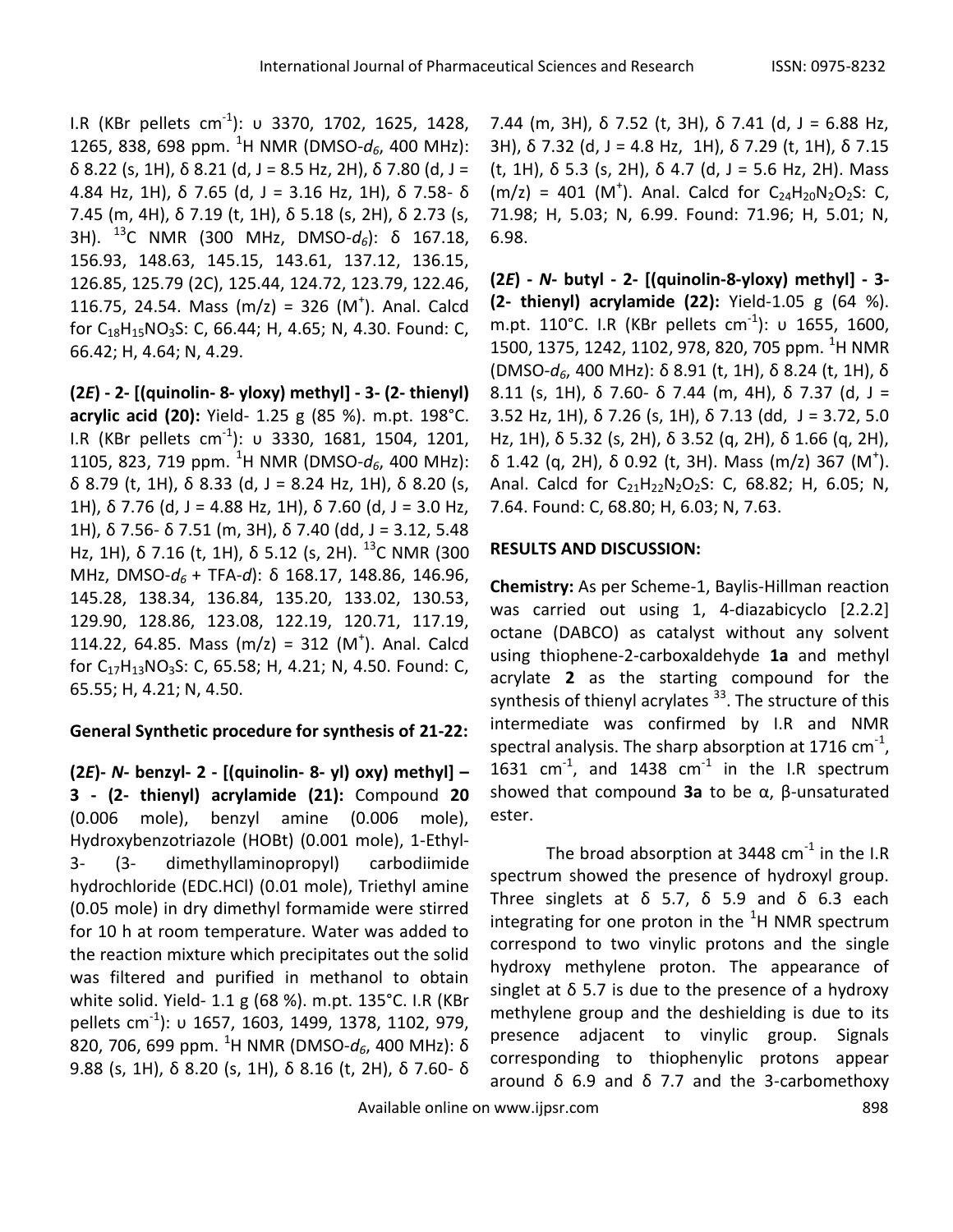I.R (KBr pellets $cm^{-1}$): υ 3370, 1702, 1625, 1428, 1265, 838, 698 ppm. $^{1}H$ NMR (DMSO-$d_6$, 400 MHz): δ 8.22 (s, 1H), δ 8.21 (d, J = 8.5 Hz, 2H), δ 7.80 (d, J = 4.84 Hz, 1H), δ 7.65 (d, J = 3.16 Hz, 1H), δ 7.58- δ 7.45 (m, 4H), δ 7.19 (t, 1H), δ 5.18 (s, 2H), δ 2.73 (s, 3H). $^{13}C$ NMR (300 MHz, DMSO-$d_6$): δ 167.18, 156.93, 148.63, 145.15, 143.61, 137.12, 136.15, 126.85, 125.79 (2C), 125.44, 124.72, 123.79, 122.46, 116.75, 24.54. Mass (m/z) = 326 ($M^+$). Anal. Calcd for $C_{18}H_{15}NO_3S$: C, 66.44; H, 4.65; N, 4.30. Found: C, 66.42; H, 4.64; N, 4.29.

**(2*E*) - 2- [(quinolin- 8- yloxy) methyl] - 3- (2- thienyl) acrylic acid (20):** Yield- 1.25 g (85 %). m.pt. 198°C. I.R (KBr pellets $cm^{-1}$): υ 3330, 1681, 1504, 1201, 1105, 823, 719 ppm. $^{1}H$ NMR (DMSO-$d_6$, 400 MHz): δ 8.79 (t, 1H), δ 8.33 (d, J = 8.24 Hz, 1H), δ 8.20 (s, 1H), δ 7.76 (d, J = 4.88 Hz, 1H), δ 7.60 (d, J = 3.0 Hz, 1H), δ 7.56- δ 7.51 (m, 3H), δ 7.40 (dd, J = 3.12, 5.48 Hz, 1H), δ 7.16 (t, 1H), δ 5.12 (s, 2H). $^{13}C$ NMR (300 MHz, DMSO-$d_6$ + TFA-*d*): δ 168.17, 148.86, 146.96, 145.28, 138.34, 136.84, 135.20, 133.02, 130.53, 129.90, 128.86, 123.08, 122.19, 120.71, 117.19, 114.22, 64.85. Mass (m/z) = 312 ($M^+$). Anal. Calcd for $C_{17}H_{13}NO_3S$: C, 65.58; H, 4.21; N, 4.50. Found: C, 65.55; H, 4.21; N, 4.50.

**General Synthetic procedure for synthesis of 21-22:**

**(2*E*)- *N*- benzyl- 2 - [(quinolin- 8- yl) oxy) methyl] – 3 - (2- thienyl) acrylamide (21):** Compound **20** (0.006 mole), benzyl amine (0.006 mole), Hydroxybenzotriazole (HOBt) (0.001 mole), 1-Ethyl-3- (3- dimethyllaminopropyl) carbodiimide hydrochloride (EDC.HCl) (0.01 mole), Triethyl amine (0.05 mole) in dry dimethyl formamide were stirred for 10 h at room temperature. Water was added to the reaction mixture which precipitates out the solid was filtered and purified in methanol to obtain white solid. Yield- 1.1 g (68 %). m.pt. 135°C. I.R (KBr pellets $cm^{-1}$): υ 1657, 1603, 1499, 1378, 1102, 979, 820, 706, 699 ppm. $^{1}H$ NMR (DMSO-$d_6$, 400 MHz): δ 9.88 (s, 1H), δ 8.20 (s, 1H), δ 8.16 (t, 2H), δ 7.60- δ 7.44 (m, 3H), δ 7.52 (t, 3H), δ 7.41 (d, J = 6.88 Hz, 3H), δ 7.32 (d, J = 4.8 Hz, 1H), δ 7.29 (t, 1H), δ 7.15 (t, 1H), δ 5.3 (s, 2H), δ 4.7 (d, J = 5.6 Hz, 2H). Mass (m/z) = 401 ($M^+$). Anal. Calcd for $C_{24}H_{20}N_2O_2S$: C, 71.98; H, 5.03; N, 6.99. Found: 71.96; H, 5.01; N, 6.98.

**(2*E*) - *N*- butyl - 2- [(quinolin-8-yloxy) methyl] - 3- (2- thienyl) acrylamide (22):** Yield-1.05 g (64 %). m.pt. 110°C. I.R (KBr pellets $cm^{-1}$): υ 1655, 1600, 1500, 1375, 1242, 1102, 978, 820, 705 ppm. $^{1}H$ NMR (DMSO-$d_6$, 400 MHz): δ 8.91 (t, 1H), δ 8.24 (t, 1H), δ 8.11 (s, 1H), δ 7.60- δ 7.44 (m, 4H), δ 7.37 (d, J = 3.52 Hz, 1H), δ 7.26 (s, 1H), δ 7.13 (dd, J = 3.72, 5.0 Hz, 1H), δ 5.32 (s, 2H), δ 3.52 (q, 2H), δ 1.66 (q, 2H), δ 1.42 (q, 2H), δ 0.92 (t, 3H). Mass (m/z) 367 ($M^+$). Anal. Calcd for $C_{21}H_{22}N_2O_2S$: C, 68.82; H, 6.05; N, 7.64. Found: C, 68.80; H, 6.03; N, 7.63.

## RESULTS AND DISCUSSION:

**Chemistry:** As per Scheme-1, Baylis-Hillman reaction was carried out using 1, 4-diazabicyclo [2.2.2] octane (DABCO) as catalyst without any solvent using thiophene-2-carboxaldehyde **1a** and methyl acrylate **2** as the starting compound for the synthesis of thienyl acrylates [33]. The structure of this intermediate was confirmed by I.R and NMR spectral analysis. The sharp absorption at 1716 $cm^{-1}$, 1631 $cm^{-1}$, and 1438 $cm^{-1}$ in the I.R spectrum showed that compound **3a** to be α, β-unsaturated ester.

The broad absorption at 3448 $cm^{-1}$ in the I.R spectrum showed the presence of hydroxyl group. Three singlets at δ 5.7, δ 5.9 and δ 6.3 each integrating for one proton in the $^{1}H$ NMR spectrum correspond to two vinylic protons and the single hydroxy methylene proton. The appearance of singlet at δ 5.7 is due to the presence of a hydroxy methylene group and the deshielding is due to its presence adjacent to vinylic group. Signals corresponding to thiophenylic protons appear around δ 6.9 and δ 7.7 and the 3-carbomethoxy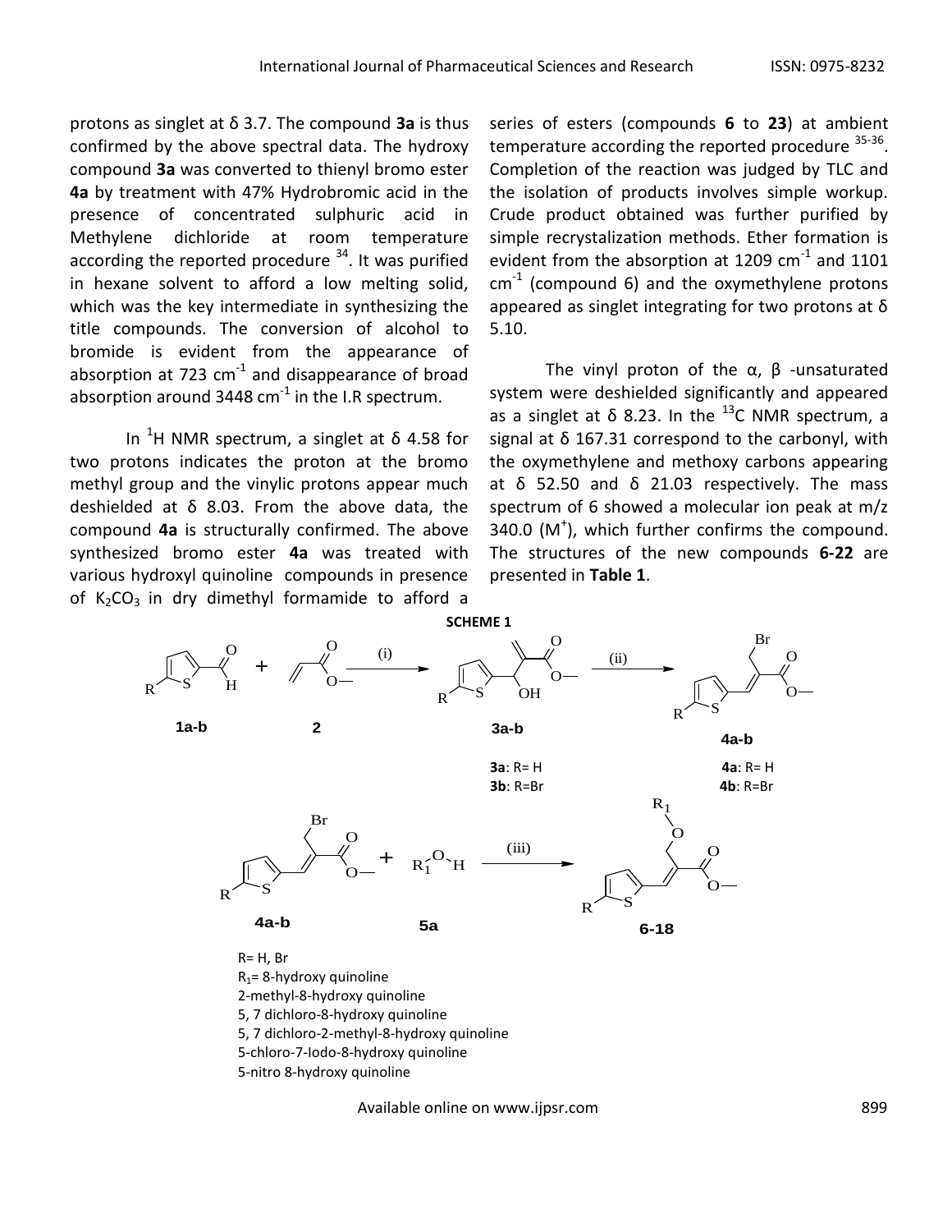protons as singlet at δ 3.7. The compound **3a** is thus confirmed by the above spectral data. The hydroxy compound **3a** was converted to thienyl bromo ester **4a** by treatment with 47% Hydrobromic acid in the presence of concentrated sulphuric acid in Methylene dichloride at room temperature according the reported procedure [34]. It was purified in hexane solvent to afford a low melting solid, which was the key intermediate in synthesizing the title compounds. The conversion of alcohol to bromide is evident from the appearance of absorption at 723 $cm^{-1}$ and disappearance of broad absorption around 3448 $cm^{-1}$ in the I.R spectrum.

In $^1H$ NMR spectrum, a singlet at δ 4.58 for two protons indicates the proton at the bromo methyl group and the vinylic protons appear much deshielded at δ 8.03. From the above data, the compound **4a** is structurally confirmed. The above synthesized bromo ester **4a** was treated with various hydroxyl quinoline compounds in presence of $K_2CO_3$ in dry dimethyl formamide to afford a series of esters (compounds **6** to **23**) at ambient temperature according the reported procedure [35-36]. Completion of the reaction was judged by TLC and the isolation of products involves simple workup. Crude product obtained was further purified by simple recrystalization methods. Ether formation is evident from the absorption at 1209 $cm^{-1}$ and 1101 $cm^{-1}$ (compound 6) and the oxymethylene protons appeared as singlet integrating for two protons at δ 5.10.

The vinyl proton of the α, β -unsaturated system were deshielded significantly and appeared as a singlet at δ 8.23. In the $^{13}C$ NMR spectrum, a signal at δ 167.31 correspond to the carbonyl, with the oxymethylene and methoxy carbons appearing at δ 52.50 and δ 21.03 respectively. The mass spectrum of 6 showed a molecular ion peak at m/z 340.0 ($M^+$), which further confirms the compound. The structures of the new compounds **6-22** are presented in **Table 1**.

**SCHEME 1**

1a-b + 2 —(i)→ 3a-b —(ii)→ 4a-b

3a: R= H; 3b: R=Br

4a: R= H; 4b: R=Br

4a-b + 5a ($R_1$-O-H) —(iii)→ 6-18

R= H, Br

$R_1$= 8-hydroxy quinoline
2-methyl-8-hydroxy quinoline
5, 7 dichloro-8-hydroxy quinoline
5, 7 dichloro-2-methyl-8-hydroxy quinoline
5-chloro-7-Iodo-8-hydroxy quinoline
5-nitro 8-hydroxy quinoline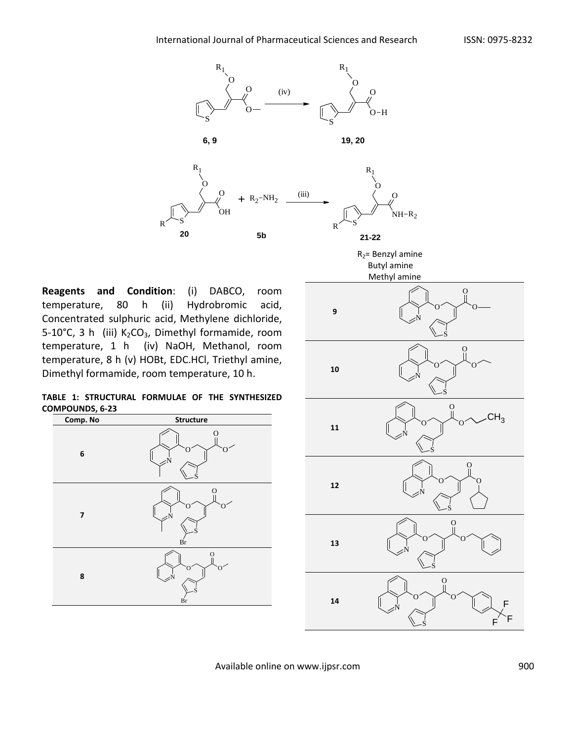6, 9 → (iv) → 19, 20

20 + $R_2$-$NH_2$ (5b) → (iii) → 21-22

$R_2$= Benzyl amine
Butyl amine
Methyl amine

**Reagents and Condition**: (i) DABCO, room temperature, 80 h (ii) Hydrobromic acid, Concentrated sulphuric acid, Methylene dichloride, 5-10°C, 3 h (iii) $K_2CO_3$, Dimethyl formamide, room temperature, 1 h (iv) NaOH, Methanol, room temperature, 8 h (v) HOBt, EDC.HCl, Triethyl amine, Dimethyl formamide, room temperature, 10 h.

**TABLE 1: STRUCTURAL FORMULAE OF THE SYNTHESIZED COMPOUNDS, 6-23**

| Comp. No | Structure |
|---|---|
| 6 | |
| 7 | |
| 8 | |
| 9 | |
| 10 | |
| 11 | |
| 12 | |
| 13 | |
| 14 | |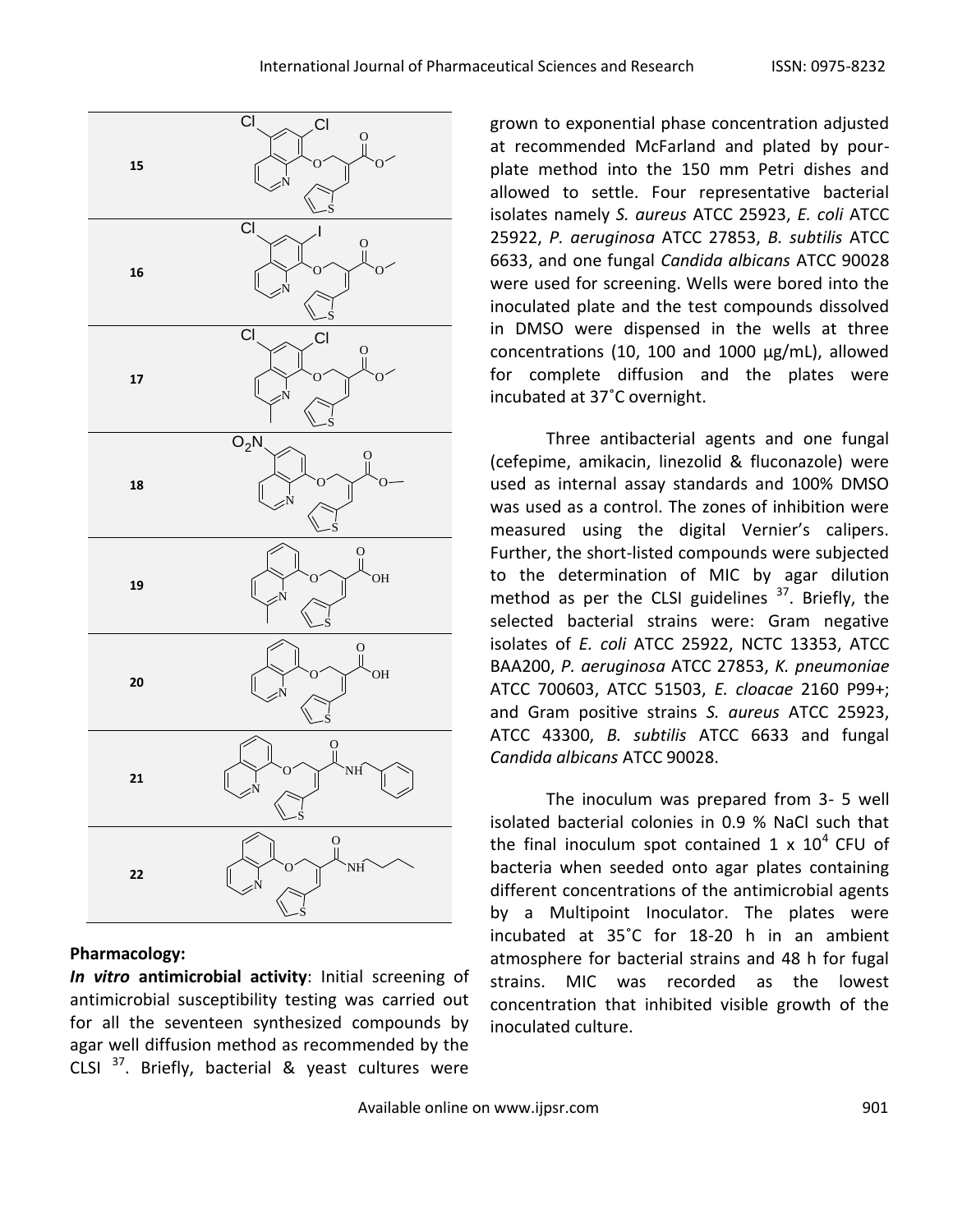| | |
|---|---|
| **15** | |
| **16** | |
| **17** | |
| **18** | |
| **19** | |
| **20** | |
| **21** | |
| **22** | |

**Pharmacology:**

***In vitro* antimicrobial activity**: Initial screening of antimicrobial susceptibility testing was carried out for all the seventeen synthesized compounds by agar well diffusion method as recommended by the CLSI [37]. Briefly, bacterial & yeast cultures were grown to exponential phase concentration adjusted at recommended McFarland and plated by pour-plate method into the 150 mm Petri dishes and allowed to settle. Four representative bacterial isolates namely *S. aureus* ATCC 25923, *E. coli* ATCC 25922, *P. aeruginosa* ATCC 27853, *B. subtilis* ATCC 6633, and one fungal *Candida albicans* ATCC 90028 were used for screening. Wells were bored into the inoculated plate and the test compounds dissolved in DMSO were dispensed in the wells at three concentrations (10, 100 and 1000 µg/mL), allowed for complete diffusion and the plates were incubated at 37˚C overnight.

Three antibacterial agents and one fungal (cefepime, amikacin, linezolid & fluconazole) were used as internal assay standards and 100% DMSO was used as a control. The zones of inhibition were measured using the digital Vernier's calipers. Further, the short-listed compounds were subjected to the determination of MIC by agar dilution method as per the CLSI guidelines [37]. Briefly, the selected bacterial strains were: Gram negative isolates of *E. coli* ATCC 25922, NCTC 13353, ATCC BAA200, *P. aeruginosa* ATCC 27853, *K. pneumoniae* ATCC 700603, ATCC 51503, *E. cloacae* 2160 P99+; and Gram positive strains *S. aureus* ATCC 25923, ATCC 43300, *B. subtilis* ATCC 6633 and fungal *Candida albicans* ATCC 90028.

The inoculum was prepared from 3- 5 well isolated bacterial colonies in 0.9 % NaCl such that the final inoculum spot contained 1 x $10^4$ CFU of bacteria when seeded onto agar plates containing different concentrations of the antimicrobial agents by a Multipoint Inoculator. The plates were incubated at 35˚C for 18-20 h in an ambient atmosphere for bacterial strains and 48 h for fugal strains. MIC was recorded as the lowest concentration that inhibited visible growth of the inoculated culture.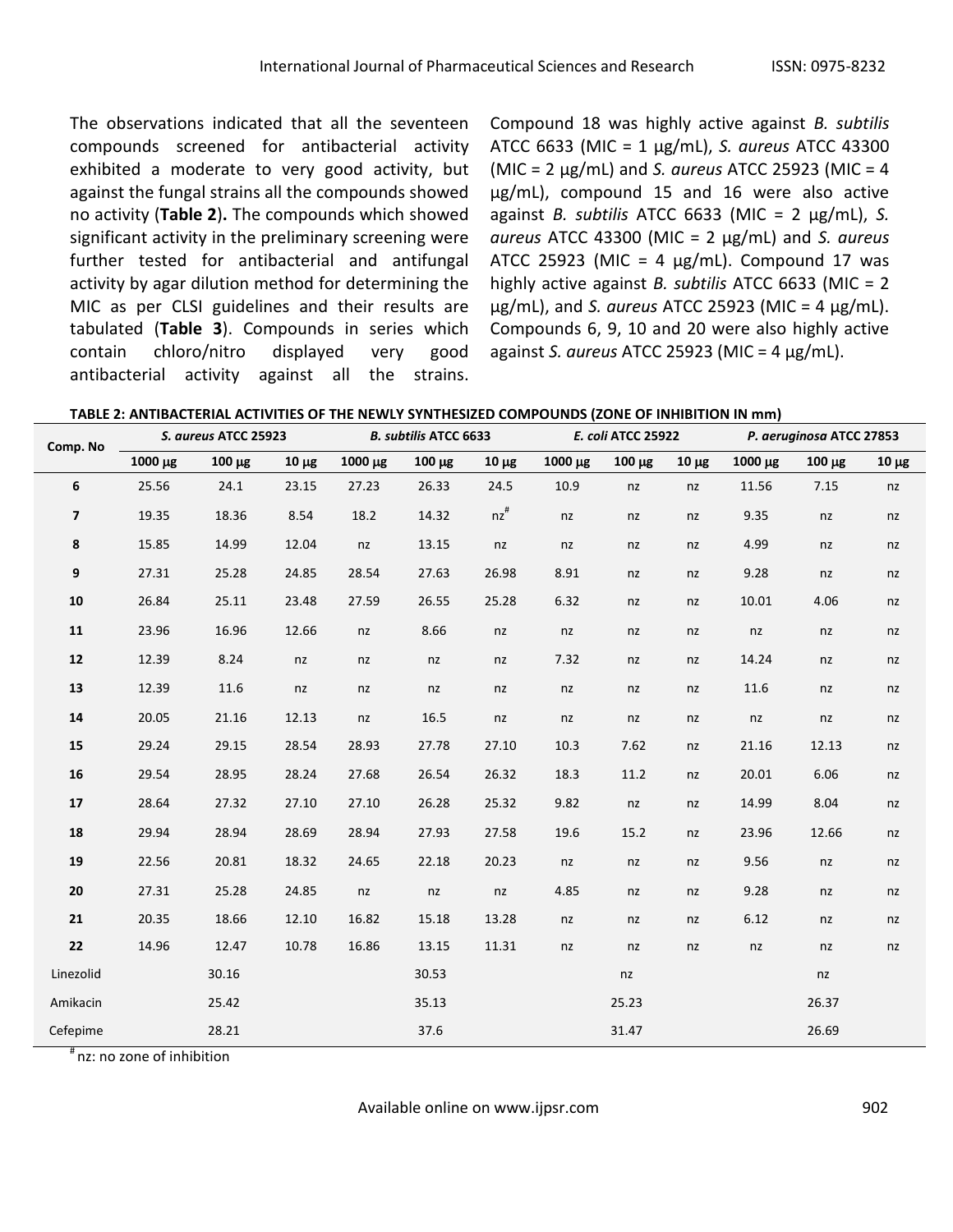The observations indicated that all the seventeen compounds screened for antibacterial activity exhibited a moderate to very good activity, but against the fungal strains all the compounds showed no activity (**Table 2**). The compounds which showed significant activity in the preliminary screening were further tested for antibacterial and antifungal activity by agar dilution method for determining the MIC as per CLSI guidelines and their results are tabulated (**Table 3**). Compounds in series which contain chloro/nitro displayed very good antibacterial activity against all the strains. Compound 18 was highly active against *B. subtilis* ATCC 6633 (MIC = 1 µg/mL), *S. aureus* ATCC 43300 (MIC = 2 µg/mL) and *S. aureus* ATCC 25923 (MIC = 4 µg/mL), compound 15 and 16 were also active against *B. subtilis* ATCC 6633 (MIC = 2 µg/mL), *S. aureus* ATCC 43300 (MIC = 2 µg/mL) and *S. aureus* ATCC 25923 (MIC = 4 µg/mL). Compound 17 was highly active against *B. subtilis* ATCC 6633 (MIC = 2 µg/mL), and *S. aureus* ATCC 25923 (MIC = 4 µg/mL). Compounds 6, 9, 10 and 20 were also highly active against *S. aureus* ATCC 25923 (MIC = 4 µg/mL).

**TABLE 2: ANTIBACTERIAL ACTIVITIES OF THE NEWLY SYNTHESIZED COMPOUNDS (ZONE OF INHIBITION IN mm)**

| Comp. No | *S. aureus* ATCC 25923 | | | *B. subtilis* ATCC 6633 | | | *E. coli* ATCC 25922 | | | *P. aeruginosa* ATCC 27853 | | |
|---|---|---|---|---|---|---|---|---|---|---|---|---|
| | 1000 µg | 100 µg | 10 µg | 1000 µg | 100 µg | 10 µg | 1000 µg | 100 µg | 10 µg | 1000 µg | 100 µg | 10 µg |
| **6** | 25.56 | 24.1 | 23.15 | 27.23 | 26.33 | 24.5 | 10.9 | nz | nz | 11.56 | 7.15 | nz |
| **7** | 19.35 | 18.36 | 8.54 | 18.2 | 14.32 | nz[#] | nz | nz | nz | 9.35 | nz | nz |
| **8** | 15.85 | 14.99 | 12.04 | nz | 13.15 | nz | nz | nz | nz | 4.99 | nz | nz |
| **9** | 27.31 | 25.28 | 24.85 | 28.54 | 27.63 | 26.98 | 8.91 | nz | nz | 9.28 | nz | nz |
| **10** | 26.84 | 25.11 | 23.48 | 27.59 | 26.55 | 25.28 | 6.32 | nz | nz | 10.01 | 4.06 | nz |
| **11** | 23.96 | 16.96 | 12.66 | nz | 8.66 | nz | nz | nz | nz | nz | nz | nz |
| **12** | 12.39 | 8.24 | nz | nz | nz | nz | 7.32 | nz | nz | 14.24 | nz | nz |
| **13** | 12.39 | 11.6 | nz | nz | nz | nz | nz | nz | nz | 11.6 | nz | nz |
| **14** | 20.05 | 21.16 | 12.13 | nz | 16.5 | nz | nz | nz | nz | nz | nz | nz |
| **15** | 29.24 | 29.15 | 28.54 | 28.93 | 27.78 | 27.10 | 10.3 | 7.62 | nz | 21.16 | 12.13 | nz |
| **16** | 29.54 | 28.95 | 28.24 | 27.68 | 26.54 | 26.32 | 18.3 | 11.2 | nz | 20.01 | 6.06 | nz |
| **17** | 28.64 | 27.32 | 27.10 | 27.10 | 26.28 | 25.32 | 9.82 | nz | nz | 14.99 | 8.04 | nz |
| **18** | 29.94 | 28.94 | 28.69 | 28.94 | 27.93 | 27.58 | 19.6 | 15.2 | nz | 23.96 | 12.66 | nz |
| **19** | 22.56 | 20.81 | 18.32 | 24.65 | 22.18 | 20.23 | nz | nz | nz | 9.56 | nz | nz |
| **20** | 27.31 | 25.28 | 24.85 | nz | nz | nz | 4.85 | nz | nz | 9.28 | nz | nz |
| **21** | 20.35 | 18.66 | 12.10 | 16.82 | 15.18 | 13.28 | nz | nz | nz | 6.12 | nz | nz |
| **22** | 14.96 | 12.47 | 10.78 | 16.86 | 13.15 | 11.31 | nz | nz | nz | nz | nz | nz |
| Linezolid | | 30.16 | | | 30.53 | | | nz | | | nz | |
| Amikacin | | 25.42 | | | 35.13 | | | 25.23 | | | 26.37 | |
| Cefepime | | 28.21 | | | 37.6 | | | 31.47 | | | 26.69 | |

[#] nz: no zone of inhibition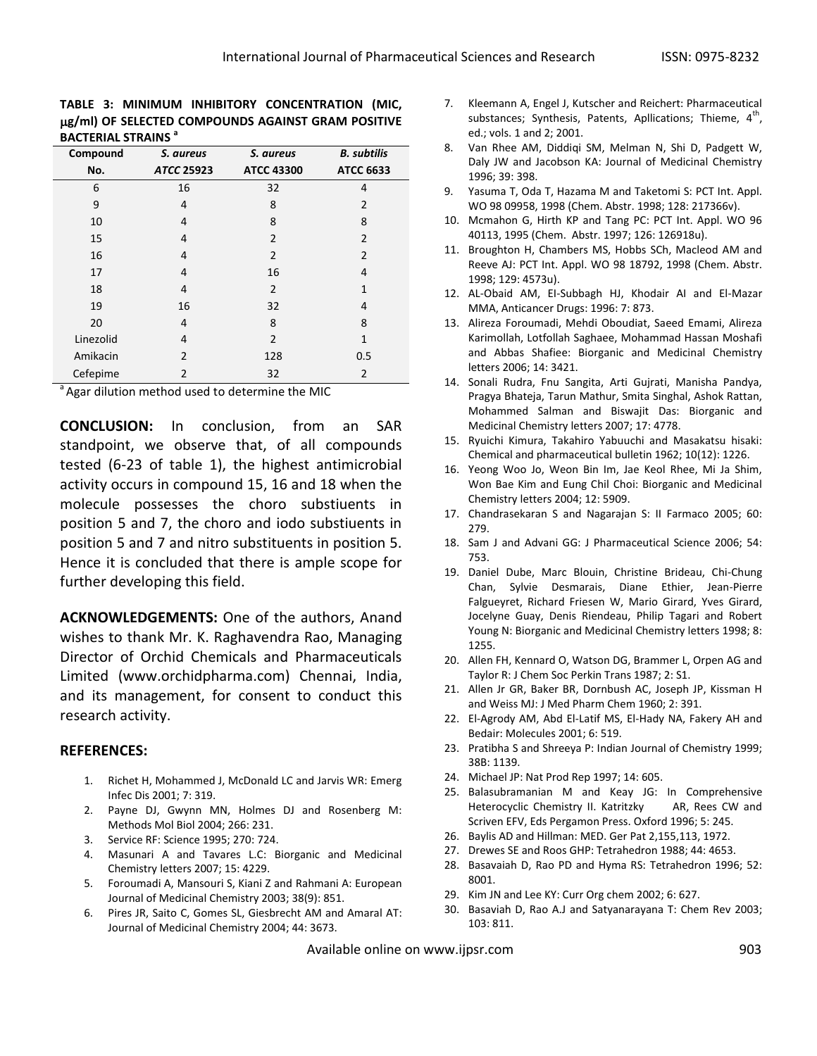**TABLE 3: MINIMUM INHIBITORY CONCENTRATION (MIC, μg/ml) OF SELECTED COMPOUNDS AGAINST GRAM POSITIVE BACTERIAL STRAINS [a]**

| Compound No. | *S. aureus* *ATCC 25923* | *S. aureus* ATCC 43300 | *B. subtilis* ATCC 6633 |
|---|---|---|---|
| 6 | 16 | 32 | 4 |
| 9 | 4 | 8 | 2 |
| 10 | 4 | 8 | 8 |
| 15 | 4 | 2 | 2 |
| 16 | 4 | 2 | 2 |
| 17 | 4 | 16 | 4 |
| 18 | 4 | 2 | 1 |
| 19 | 16 | 32 | 4 |
| 20 | 4 | 8 | 8 |
| Linezolid | 4 | 2 | 1 |
| Amikacin | 2 | 128 | 0.5 |
| Cefepime | 2 | 32 | 2 |

[a] Agar dilution method used to determine the MIC

**CONCLUSION:** In conclusion, from an SAR standpoint, we observe that, of all compounds tested (6-23 of table 1), the highest antimicrobial activity occurs in compound 15, 16 and 18 when the molecule possesses the choro substiuents in position 5 and 7, the choro and iodo substiuents in position 5 and 7 and nitro substituents in position 5. Hence it is concluded that there is ample scope for further developing this field.

**ACKNOWLEDGEMENTS:** One of the authors, Anand wishes to thank Mr. K. Raghavendra Rao, Managing Director of Orchid Chemicals and Pharmaceuticals Limited (www.orchidpharma.com) Chennai, India, and its management, for consent to conduct this research activity.

## REFERENCES:

1. Richet H, Mohammed J, McDonald LC and Jarvis WR: Emerg Infec Dis 2001; 7: 319.
2. Payne DJ, Gwynn MN, Holmes DJ and Rosenberg M: Methods Mol Biol 2004; 266: 231.
3. Service RF: Science 1995; 270: 724.
4. Masunari A and Tavares L.C: Biorganic and Medicinal Chemistry letters 2007; 15: 4229.
5. Foroumadi A, Mansouri S, Kiani Z and Rahmani A: European Journal of Medicinal Chemistry 2003; 38(9): 851.
6. Pires JR, Saito C, Gomes SL, Giesbrecht AM and Amaral AT: Journal of Medicinal Chemistry 2004; 44: 3673.
7. Kleemann A, Engel J, Kutscher and Reichert: Pharmaceutical substances; Synthesis, Patents, Apllications; Thieme, 4th, ed.; vols. 1 and 2; 2001.
8. Van Rhee AM, Diddiqi SM, Melman N, Shi D, Padgett W, Daly JW and Jacobson KA: Journal of Medicinal Chemistry 1996; 39: 398.
9. Yasuma T, Oda T, Hazama M and Taketomi S: PCT Int. Appl. WO 98 09958, 1998 (Chem. Abstr. 1998; 128: 217366v).
10. Mcmahon G, Hirth KP and Tang PC: PCT Int. Appl. WO 96 40113, 1995 (Chem. Abstr. 1997; 126: 126918u).
11. Broughton H, Chambers MS, Hobbs SCh, Macleod AM and Reeve AJ: PCT Int. Appl. WO 98 18792, 1998 (Chem. Abstr. 1998; 129: 4573u).
12. AL-Obaid AM, El-Subbagh HJ, Khodair AI and El-Mazar MMA, Anticancer Drugs: 1996: 7: 873.
13. Alireza Foroumadi, Mehdi Oboudiat, Saeed Emami, Alireza Karimollah, Lotfollah Saghaee, Mohammad Hassan Moshafi and Abbas Shafiee: Biorganic and Medicinal Chemistry letters 2006; 14: 3421.
14. Sonali Rudra, Fnu Sangita, Arti Gujrati, Manisha Pandya, Pragya Bhateja, Tarun Mathur, Smita Singhal, Ashok Rattan, Mohammed Salman and Biswajit Das: Biorganic and Medicinal Chemistry letters 2007; 17: 4778.
15. Ryuichi Kimura, Takahiro Yabuuchi and Masakatsu hisaki: Chemical and pharmaceutical bulletin 1962; 10(12): 1226.
16. Yeong Woo Jo, Weon Bin Im, Jae Keol Rhee, Mi Ja Shim, Won Bae Kim and Eung Chil Choi: Biorganic and Medicinal Chemistry letters 2004; 12: 5909.
17. Chandrasekaran S and Nagarajan S: Il Farmaco 2005; 60: 279.
18. Sam J and Advani GG: J Pharmaceutical Science 2006; 54: 753.
19. Daniel Dube, Marc Blouin, Christine Brideau, Chi-Chung Chan, Sylvie Desmarais, Diane Ethier, Jean-Pierre Falgueyret, Richard Friesen W, Mario Girard, Yves Girard, Jocelyne Guay, Denis Riendeau, Philip Tagari and Robert Young N: Biorganic and Medicinal Chemistry letters 1998; 8: 1255.
20. Allen FH, Kennard O, Watson DG, Brammer L, Orpen AG and Taylor R: J Chem Soc Perkin Trans 1987; 2: S1.
21. Allen Jr GR, Baker BR, Dornbush AC, Joseph JP, Kissman H and Weiss MJ: J Med Pharm Chem 1960; 2: 391.
22. El-Agrody AM, Abd El-Latif MS, El-Hady NA, Fakery AH and Bedair: Molecules 2001; 6: 519.
23. Pratibha S and Shreeya P: Indian Journal of Chemistry 1999; 38B: 1139.
24. Michael JP: Nat Prod Rep 1997; 14: 605.
25. Balasubramanian M and Keay JG: In Comprehensive Heterocyclic Chemistry II. Katritzky AR, Rees CW and Scriven EFV, Eds Pergamon Press. Oxford 1996; 5: 245.
26. Baylis AD and Hillman: MED. Ger Pat 2,155,113, 1972.
27. Drewes SE and Roos GHP: Tetrahedron 1988; 44: 4653.
28. Basavaiah D, Rao PD and Hyma RS: Tetrahedron 1996; 52: 8001.
29. Kim JN and Lee KY: Curr Org chem 2002; 6: 627.
30. Basaviah D, Rao A.J and Satyanarayana T: Chem Rev 2003; 103: 811.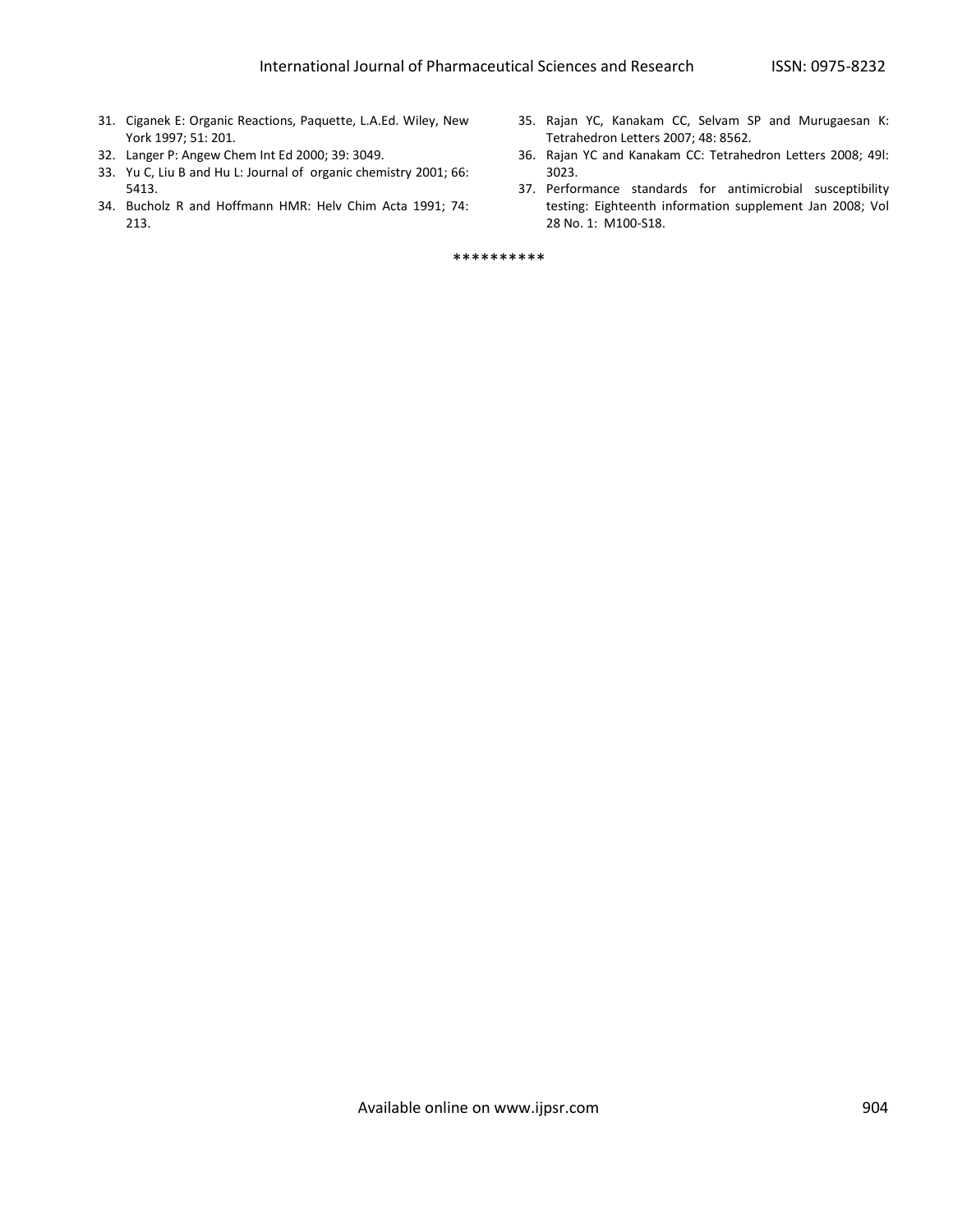31. Ciganek E: Organic Reactions, Paquette, L.A.Ed. Wiley, New York 1997; 51: 201.
32. Langer P: Angew Chem Int Ed 2000; 39: 3049.
33. Yu C, Liu B and Hu L: Journal of organic chemistry 2001; 66: 5413.
34. Bucholz R and Hoffmann HMR: Helv Chim Acta 1991; 74: 213.
35. Rajan YC, Kanakam CC, Selvam SP and Murugaesan K: Tetrahedron Letters 2007; 48: 8562.
36. Rajan YC and Kanakam CC: Tetrahedron Letters 2008; 49l: 3023.
37. Performance standards for antimicrobial susceptibility testing: Eighteenth information supplement Jan 2008; Vol 28 No. 1: M100-S18.

**********